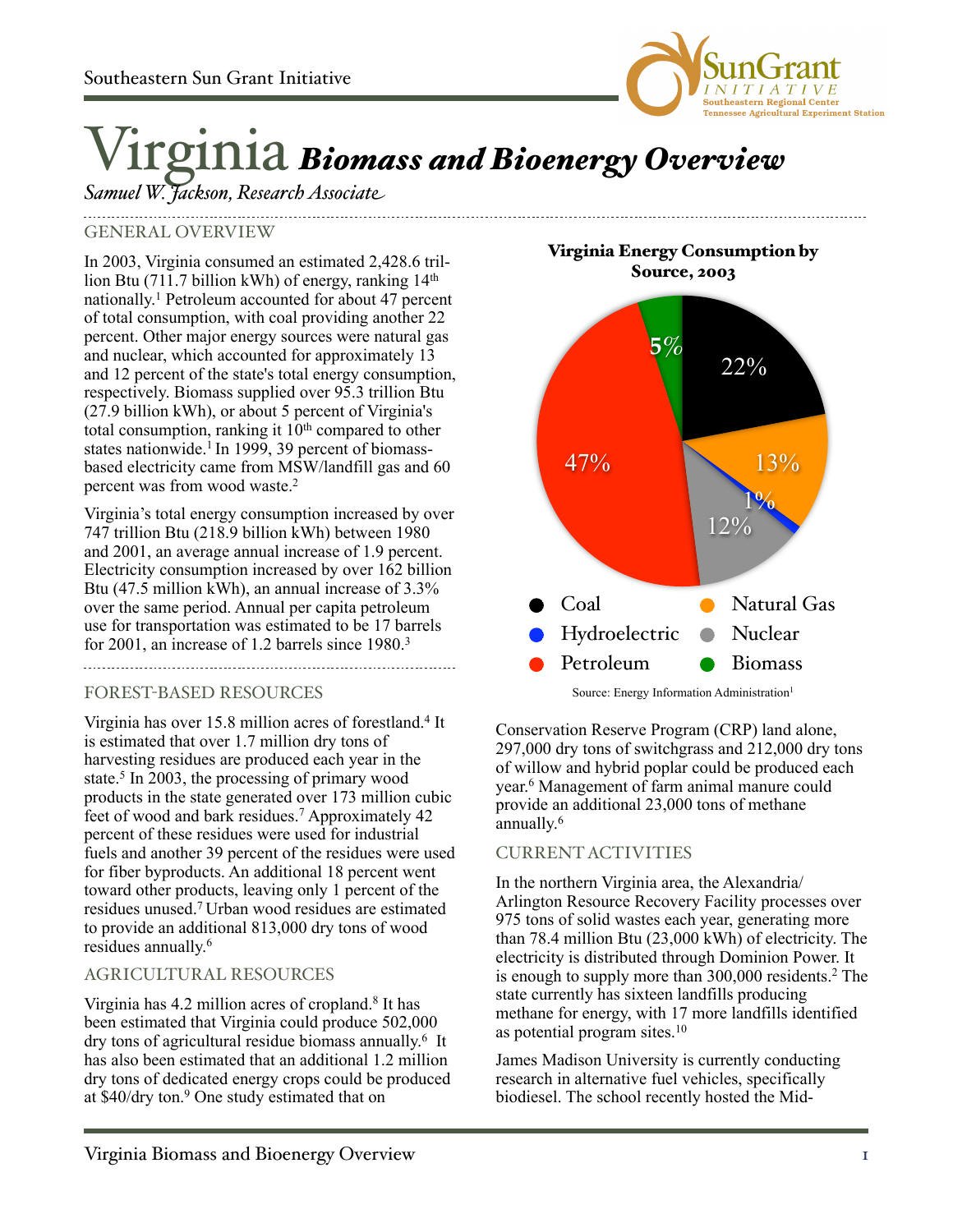# Virginia *Biomass and Bioenergy Overview*

*Samuel W. Jackson, Research Associate*

## GENERAL OVERVIEW

In 2003, Virginia consumed an estimated 2,428.6 trillion Btu (711.7 billion kWh) of energy, ranking 14th nationally.[1] Petroleum accounted for about 47 percent of total consumption, with coal providing another 22 percent. Other major energy sources were natural gas and nuclear, which accounted for approximately 13 and 12 percent of the state's total energy consumption, respectively. Biomass supplied over 95.3 trillion Btu (27.9 billion kWh), or about 5 percent of Virginia's total consumption, ranking it 10th compared to other states nationwide.[1] In 1999, 39 percent of biomass-based electricity came from MSW/landfill gas and 60 percent was from wood waste.[2]

Virginia's total energy consumption increased by over 747 trillion Btu (218.9 billion kWh) between 1980 and 2001, an average annual increase of 1.9 percent. Electricity consumption increased by over 162 billion Btu (47.5 million kWh), an annual increase of 3.3% over the same period. Annual per capita petroleum use for transportation was estimated to be 17 barrels for 2001, an increase of 1.2 barrels since 1980.[3]

**Virginia Energy Consumption by Source, 2003**

| Source | Percent |
|---|---|
| Coal | 22% |
| Natural Gas | 13% |
| Hydroelectric | 1% |
| Nuclear | 12% |
| Petroleum | 47% |
| Biomass | 5% |

Source: Energy Information Administration[1]

## FOREST-BASED RESOURCES

Virginia has over 15.8 million acres of forestland.[4] It is estimated that over 1.7 million dry tons of harvesting residues are produced each year in the state.[5] In 2003, the processing of primary wood products in the state generated over 173 million cubic feet of wood and bark residues.[7] Approximately 42 percent of these residues were used for industrial fuels and another 39 percent of the residues were used for fiber byproducts. An additional 18 percent went toward other products, leaving only 1 percent of the residues unused.[7] Urban wood residues are estimated to provide an additional 813,000 dry tons of wood residues annually.[6]

## AGRICULTURAL RESOURCES

Virginia has 4.2 million acres of cropland.[8] It has been estimated that Virginia could produce 502,000 dry tons of agricultural residue biomass annually.[6] It has also been estimated that an additional 1.2 million dry tons of dedicated energy crops could be produced at $40/dry ton.[9] One study estimated that on Conservation Reserve Program (CRP) land alone, 297,000 dry tons of switchgrass and 212,000 dry tons of willow and hybrid poplar could be produced each year.[6] Management of farm animal manure could provide an additional 23,000 tons of methane annually.[6]

## CURRENT ACTIVITIES

In the northern Virginia area, the Alexandria/Arlington Resource Recovery Facility processes over 975 tons of solid wastes each year, generating more than 78.4 million Btu (23,000 kWh) of electricity. The electricity is distributed through Dominion Power. It is enough to supply more than 300,000 residents.[2] The state currently has sixteen landfills producing methane for energy, with 17 more landfills identified as potential program sites.[10]

James Madison University is currently conducting research in alternative fuel vehicles, specifically biodiesel. The school recently hosted the Mid-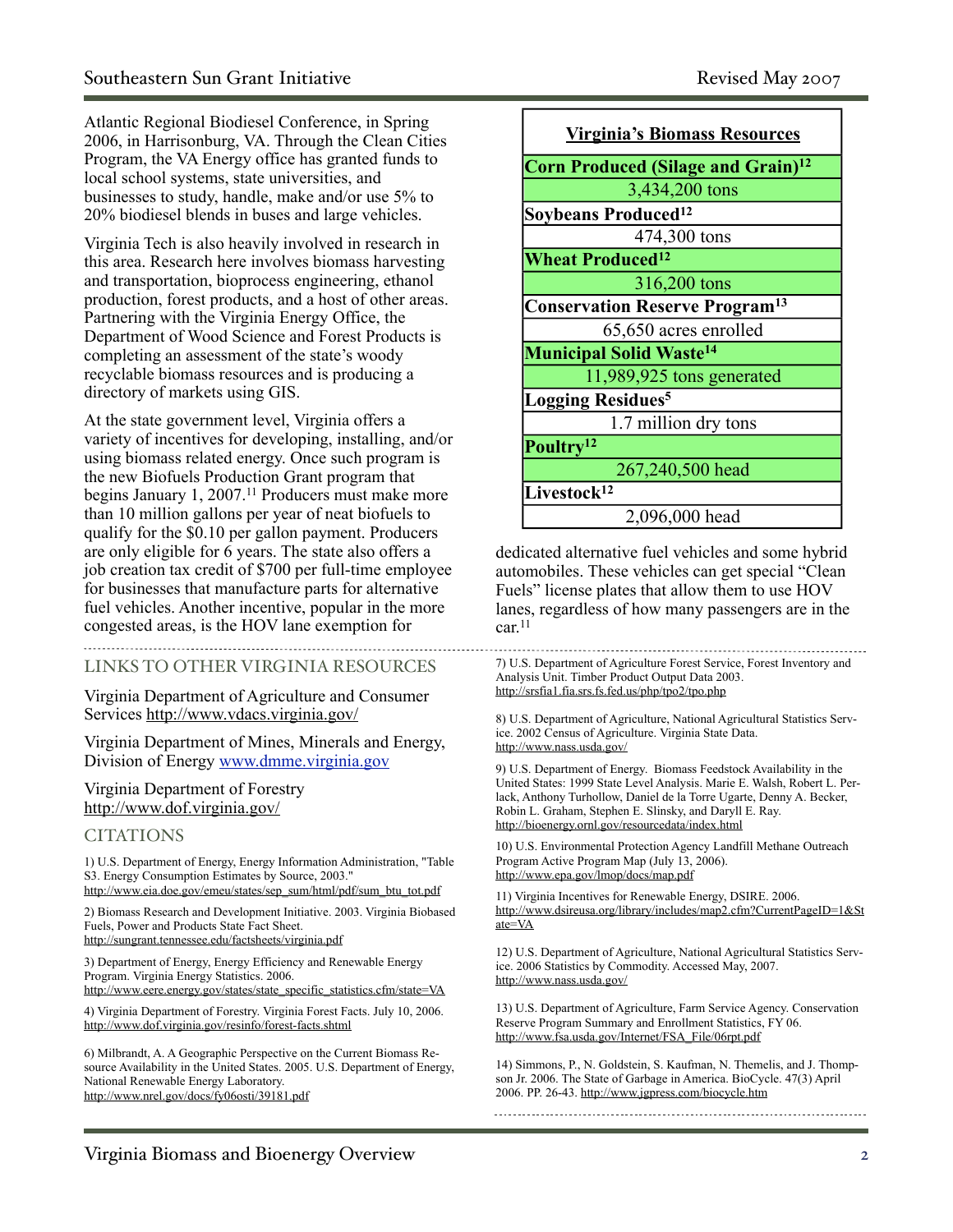Atlantic Regional Biodiesel Conference, in Spring 2006, in Harrisonburg, VA. Through the Clean Cities Program, the VA Energy office has granted funds to local school systems, state universities, and businesses to study, handle, make and/or use 5% to 20% biodiesel blends in buses and large vehicles.

Virginia Tech is also heavily involved in research in this area. Research here involves biomass harvesting and transportation, bioprocess engineering, ethanol production, forest products, and a host of other areas. Partnering with the Virginia Energy Office, the Department of Wood Science and Forest Products is completing an assessment of the state's woody recyclable biomass resources and is producing a directory of markets using GIS.

At the state government level, Virginia offers a variety of incentives for developing, installing, and/or using biomass related energy. Once such program is the new Biofuels Production Grant program that begins January 1, 2007.[11] Producers must make more than 10 million gallons per year of neat biofuels to qualify for the $0.10 per gallon payment. Producers are only eligible for 6 years. The state also offers a job creation tax credit of $700 per full-time employee for businesses that manufacture parts for alternative fuel vehicles. Another incentive, popular in the more congested areas, is the HOV lane exemption for dedicated alternative fuel vehicles and some hybrid automobiles. These vehicles can get special "Clean Fuels" license plates that allow them to use HOV lanes, regardless of how many passengers are in the car.[11]

| Virginia's Biomass Resources |
|---|
| **Corn Produced (Silage and Grain)[12]** |
| 3,434,200 tons |
| **Soybeans Produced[12]** |
| 474,300 tons |
| **Wheat Produced[12]** |
| 316,200 tons |
| **Conservation Reserve Program[13]** |
| 65,650 acres enrolled |
| **Municipal Solid Waste[14]** |
| 11,989,925 tons generated |
| **Logging Residues[5]** |
| 1.7 million dry tons |
| **Poultry[12]** |
| 267,240,500 head |
| **Livestock[12]** |
| 2,096,000 head |

## LINKS TO OTHER VIRGINIA RESOURCES

Virginia Department of Agriculture and Consumer Services http://www.vdacs.virginia.gov/

Virginia Department of Mines, Minerals and Energy, Division of Energy www.dmme.virginia.gov

Virginia Department of Forestry http://www.dof.virginia.gov/

## CITATIONS

1) U.S. Department of Energy, Energy Information Administration, "Table S3. Energy Consumption Estimates by Source, 2003." http://www.eia.doe.gov/emeu/states/sep_sum/html/pdf/sum_btu_tot.pdf

2) Biomass Research and Development Initiative. 2003. Virginia Biobased Fuels, Power and Products State Fact Sheet. http://sungrant.tennessee.edu/factsheets/virginia.pdf

3) Department of Energy, Energy Efficiency and Renewable Energy Program. Virginia Energy Statistics. 2006. http://www.eere.energy.gov/states/state_specific_statistics.cfm/state=VA

4) Virginia Department of Forestry. Virginia Forest Facts. July 10, 2006. http://www.dof.virginia.gov/resinfo/forest-facts.shtml

6) Milbrandt, A. A Geographic Perspective on the Current Biomass Resource Availability in the United States. 2005. U.S. Department of Energy, National Renewable Energy Laboratory. http://www.nrel.gov/docs/fy06osti/39181.pdf

7) U.S. Department of Agriculture Forest Service, Forest Inventory and Analysis Unit. Timber Product Output Data 2003. http://srsfia1.fia.srs.fs.fed.us/php/tpo2/tpo.php

8) U.S. Department of Agriculture, National Agricultural Statistics Service. 2002 Census of Agriculture. Virginia State Data. http://www.nass.usda.gov/

9) U.S. Department of Energy. Biomass Feedstock Availability in the United States: 1999 State Level Analysis. Marie E. Walsh, Robert L. Perlack, Anthony Turhollow, Daniel de la Torre Ugarte, Denny A. Becker, Robin L. Graham, Stephen E. Slinsky, and Daryll E. Ray. http://bioenergy.ornl.gov/resourcedata/index.html

10) U.S. Environmental Protection Agency Landfill Methane Outreach Program Active Program Map (July 13, 2006). http://www.epa.gov/lmop/docs/map.pdf

11) Virginia Incentives for Renewable Energy, DSIRE. 2006. http://www.dsireusa.org/library/includes/map2.cfm?CurrentPageID=1&State=VA

12) U.S. Department of Agriculture, National Agricultural Statistics Service. 2006 Statistics by Commodity. Accessed May, 2007. http://www.nass.usda.gov/

13) U.S. Department of Agriculture, Farm Service Agency. Conservation Reserve Program Summary and Enrollment Statistics, FY 06. http://www.fsa.usda.gov/Internet/FSA_File/06rpt.pdf

14) Simmons, P., N. Goldstein, S. Kaufman, N. Themelis, and J. Thompson Jr. 2006. The State of Garbage in America. BioCycle. 47(3) April 2006. PP. 26-43. http://www.jgpress.com/biocycle.htm